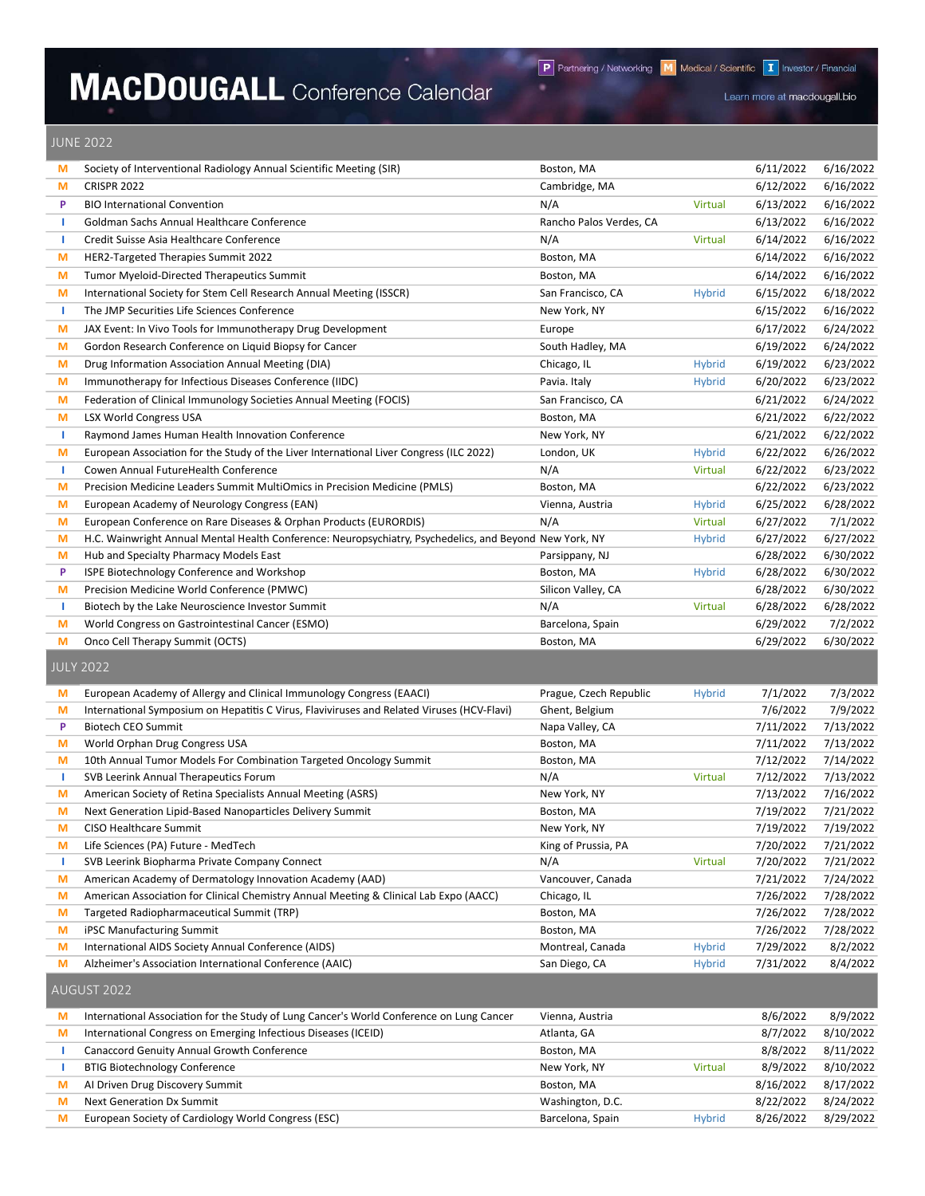# MacDougall Conference Calendar

P Partnering / Networking | M Medical / Scientific | I Investor / Financial

Learn more at macdougall.bio

## JUNE 2022

| Type | Conference | Location | Format | Start | End |
|---|---|---|---|---|---|
| M | Society of Interventional Radiology Annual Scientific Meeting (SIR) | Boston, MA | | 6/11/2022 | 6/16/2022 |
| M | CRISPR 2022 | Cambridge, MA | | 6/12/2022 | 6/16/2022 |
| P | BIO International Convention | N/A | Virtual | 6/13/2022 | 6/16/2022 |
| I | Goldman Sachs Annual Healthcare Conference | Rancho Palos Verdes, CA | | 6/13/2022 | 6/16/2022 |
| I | Credit Suisse Asia Healthcare Conference | N/A | Virtual | 6/14/2022 | 6/16/2022 |
| M | HER2-Targeted Therapies Summit 2022 | Boston, MA | | 6/14/2022 | 6/16/2022 |
| M | Tumor Myeloid-Directed Therapeutics Summit | Boston, MA | | 6/14/2022 | 6/16/2022 |
| M | International Society for Stem Cell Research Annual Meeting (ISSCR) | San Francisco, CA | Hybrid | 6/15/2022 | 6/18/2022 |
| I | The JMP Securities Life Sciences Conference | New York, NY | | 6/15/2022 | 6/16/2022 |
| M | JAX Event: In Vivo Tools for Immunotherapy Drug Development | Europe | | 6/17/2022 | 6/24/2022 |
| M | Gordon Research Conference on Liquid Biopsy for Cancer | South Hadley, MA | | 6/19/2022 | 6/24/2022 |
| M | Drug Information Association Annual Meeting (DIA) | Chicago, IL | Hybrid | 6/19/2022 | 6/23/2022 |
| M | Immunotherapy for Infectious Diseases Conference (IIDC) | Pavia. Italy | Hybrid | 6/20/2022 | 6/23/2022 |
| M | Federation of Clinical Immunology Societies Annual Meeting (FOCIS) | San Francisco, CA | | 6/21/2022 | 6/24/2022 |
| M | LSX World Congress USA | Boston, MA | | 6/21/2022 | 6/22/2022 |
| I | Raymond James Human Health Innovation Conference | New York, NY | | 6/21/2022 | 6/22/2022 |
| M | European Association for the Study of the Liver International Liver Congress (ILC 2022) | London, UK | Hybrid | 6/22/2022 | 6/26/2022 |
| I | Cowen Annual FutureHealth Conference | N/A | Virtual | 6/22/2022 | 6/23/2022 |
| M | Precision Medicine Leaders Summit MultiOmics in Precision Medicine (PMLS) | Boston, MA | | 6/22/2022 | 6/23/2022 |
| M | European Academy of Neurology Congress (EAN) | Vienna, Austria | Hybrid | 6/25/2022 | 6/28/2022 |
| M | European Conference on Rare Diseases & Orphan Products (EURORDIS) | N/A | Virtual | 6/27/2022 | 7/1/2022 |
| M | H.C. Wainwright Annual Mental Health Conference: Neuropsychiatry, Psychedelics, and Beyond | New York, NY | Hybrid | 6/27/2022 | 6/27/2022 |
| M | Hub and Specialty Pharmacy Models East | Parsippany, NJ | | 6/28/2022 | 6/30/2022 |
| P | ISPE Biotechnology Conference and Workshop | Boston, MA | Hybrid | 6/28/2022 | 6/30/2022 |
| M | Precision Medicine World Conference (PMWC) | Silicon Valley, CA | | 6/28/2022 | 6/30/2022 |
| I | Biotech by the Lake Neuroscience Investor Summit | N/A | Virtual | 6/28/2022 | 6/28/2022 |
| M | World Congress on Gastrointestinal Cancer (ESMO) | Barcelona, Spain | | 6/29/2022 | 7/2/2022 |
| M | Onco Cell Therapy Summit (OCTS) | Boston, MA | | 6/29/2022 | 6/30/2022 |

## JULY 2022

| Type | Conference | Location | Format | Start | End |
|---|---|---|---|---|---|
| M | European Academy of Allergy and Clinical Immunology Congress (EAACI) | Prague, Czech Republic | Hybrid | 7/1/2022 | 7/3/2022 |
| M | International Symposium on Hepatitis C Virus, Flaviviruses and Related Viruses (HCV-Flavi) | Ghent, Belgium | | 7/6/2022 | 7/9/2022 |
| P | Biotech CEO Summit | Napa Valley, CA | | 7/11/2022 | 7/13/2022 |
| M | World Orphan Drug Congress USA | Boston, MA | | 7/11/2022 | 7/13/2022 |
| M | 10th Annual Tumor Models For Combination Targeted Oncology Summit | Boston, MA | | 7/12/2022 | 7/14/2022 |
| I | SVB Leerink Annual Therapeutics Forum | N/A | Virtual | 7/12/2022 | 7/13/2022 |
| M | American Society of Retina Specialists Annual Meeting (ASRS) | New York, NY | | 7/13/2022 | 7/16/2022 |
| M | Next Generation Lipid-Based Nanoparticles Delivery Summit | Boston, MA | | 7/19/2022 | 7/21/2022 |
| M | CISO Healthcare Summit | New York, NY | | 7/19/2022 | 7/19/2022 |
| M | Life Sciences (PA) Future - MedTech | King of Prussia, PA | | 7/20/2022 | 7/21/2022 |
| I | SVB Leerink Biopharma Private Company Connect | N/A | Virtual | 7/20/2022 | 7/21/2022 |
| M | American Academy of Dermatology Innovation Academy (AAD) | Vancouver, Canada | | 7/21/2022 | 7/24/2022 |
| M | American Association for Clinical Chemistry Annual Meeting & Clinical Lab Expo (AACC) | Chicago, IL | | 7/26/2022 | 7/28/2022 |
| M | Targeted Radiopharmaceutical Summit (TRP) | Boston, MA | | 7/26/2022 | 7/28/2022 |
| M | iPSC Manufacturing Summit | Boston, MA | | 7/26/2022 | 7/28/2022 |
| M | International AIDS Society Annual Conference (AIDS) | Montreal, Canada | Hybrid | 7/29/2022 | 8/2/2022 |
| M | Alzheimer's Association International Conference (AAIC) | San Diego, CA | Hybrid | 7/31/2022 | 8/4/2022 |

## AUGUST 2022

| Type | Conference | Location | Format | Start | End |
|---|---|---|---|---|---|
| M | International Association for the Study of Lung Cancer's World Conference on Lung Cancer | Vienna, Austria | | 8/6/2022 | 8/9/2022 |
| M | International Congress on Emerging Infectious Diseases (ICEID) | Atlanta, GA | | 8/7/2022 | 8/10/2022 |
| I | Canaccord Genuity Annual Growth Conference | Boston, MA | | 8/8/2022 | 8/11/2022 |
| I | BTIG Biotechnology Conference | New York, NY | Virtual | 8/9/2022 | 8/10/2022 |
| M | AI Driven Drug Discovery Summit | Boston, MA | | 8/16/2022 | 8/17/2022 |
| M | Next Generation Dx Summit | Washington, D.C. | | 8/22/2022 | 8/24/2022 |
| M | European Society of Cardiology World Congress (ESC) | Barcelona, Spain | Hybrid | 8/26/2022 | 8/29/2022 |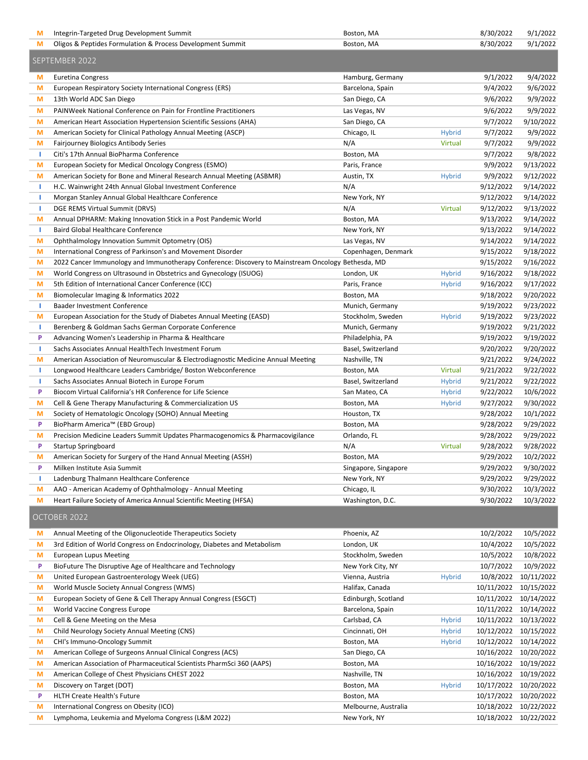| | | | | | |
|---|---|---|---|---|---|
| M | Integrin-Targeted Drug Development Summit | Boston, MA | | 8/30/2022 | 9/1/2022 |
| M | Oligos & Peptides Formulation & Process Development Summit | Boston, MA | | 8/30/2022 | 9/1/2022 |

## SEPTEMBER 2022

| | | | | | |
|---|---|---|---|---|---|
| M | Euretina Congress | Hamburg, Germany | | 9/1/2022 | 9/4/2022 |
| M | European Respiratory Society International Congress (ERS) | Barcelona, Spain | | 9/4/2022 | 9/6/2022 |
| M | 13th World ADC San Diego | San Diego, CA | | 9/6/2022 | 9/9/2022 |
| M | PAINWeek National Conference on Pain for Frontline Practitioners | Las Vegas, NV | | 9/6/2022 | 9/9/2022 |
| M | American Heart Association Hypertension Scientific Sessions (AHA) | San Diego, CA | | 9/7/2022 | 9/10/2022 |
| M | American Society for Clinical Pathology Annual Meeting (ASCP) | Chicago, IL | Hybrid | 9/7/2022 | 9/9/2022 |
| M | Fairjourney Biologics Antibody Series | N/A | Virtual | 9/7/2022 | 9/9/2022 |
| I | Citi's 17th Annual BioPharma Conference | Boston, MA | | 9/7/2022 | 9/8/2022 |
| M | European Society for Medical Oncology Congress (ESMO) | Paris, France | | 9/9/2022 | 9/13/2022 |
| M | American Society for Bone and Mineral Research Annual Meeting (ASBMR) | Austin, TX | Hybrid | 9/9/2022 | 9/12/2022 |
| I | H.C. Wainwright 24th Annual Global Investment Conference | N/A | | 9/12/2022 | 9/14/2022 |
| I | Morgan Stanley Annual Global Healthcare Conference | New York, NY | | 9/12/2022 | 9/14/2022 |
| I | DGE REMS Virtual Summit (DRVS) | N/A | Virtual | 9/12/2022 | 9/13/2022 |
| M | Annual DPHARM: Making Innovation Stick in a Post Pandemic World | Boston, MA | | 9/13/2022 | 9/14/2022 |
| I | Baird Global Healthcare Conference | New York, NY | | 9/13/2022 | 9/14/2022 |
| M | Ophthalmology Innovation Summit Optometry (OIS) | Las Vegas, NV | | 9/14/2022 | 9/14/2022 |
| M | International Congress of Parkinson's and Movement Disorder | Copenhagen, Denmark | | 9/15/2022 | 9/18/2022 |
| M | 2022 Cancer Immunology and Immunotherapy Conference: Discovery to Mainstream Oncology | Bethesda, MD | | 9/15/2022 | 9/16/2022 |
| M | World Congress on Ultrasound in Obstetrics and Gynecology (ISUOG) | London, UK | Hybrid | 9/16/2022 | 9/18/2022 |
| M | 5th Edition of International Cancer Conference (ICC) | Paris, France | Hybrid | 9/16/2022 | 9/17/2022 |
| M | Biomolecular Imaging & Informatics 2022 | Boston, MA | | 9/18/2022 | 9/20/2022 |
| I | Baader Investment Conference | Munich, Germany | | 9/19/2022 | 9/23/2022 |
| M | European Association for the Study of Diabetes Annual Meeting (EASD) | Stockholm, Sweden | Hybrid | 9/19/2022 | 9/23/2022 |
| I | Berenberg & Goldman Sachs German Corporate Conference | Munich, Germany | | 9/19/2022 | 9/21/2022 |
| P | Advancing Women's Leadership in Pharma & Healthcare | Philadelphia, PA | | 9/19/2022 | 9/19/2022 |
| I | Sachs Associates Annual HealthTech Investment Forum | Basel, Switzerland | | 9/20/2022 | 9/20/2022 |
| M | American Association of Neuromuscular & Electrodiagnostic Medicine Annual Meeting | Nashville, TN | | 9/21/2022 | 9/24/2022 |
| I | Longwood Healthcare Leaders Cambridge/ Boston Webconference | Boston, MA | Virtual | 9/21/2022 | 9/22/2022 |
| I | Sachs Associates Annual Biotech in Europe Forum | Basel, Switzerland | Hybrid | 9/21/2022 | 9/22/2022 |
| P | Biocom Virtual California's HR Conference for Life Science | San Mateo, CA | Hybrid | 9/22/2022 | 10/6/2022 |
| M | Cell & Gene Therapy Manufacturing & Commercialization US | Boston, MA | Hybrid | 9/27/2022 | 9/30/2022 |
| M | Society of Hematologic Oncology (SOHO) Annual Meeting | Houston, TX | | 9/28/2022 | 10/1/2022 |
| P | BioPharm America™ (EBD Group) | Boston, MA | | 9/28/2022 | 9/29/2022 |
| M | Precision Medicine Leaders Summit Updates Pharmacogenomics & Pharmacovigilance | Orlando, FL | | 9/28/2022 | 9/29/2022 |
| P | Startup Springboard | N/A | Virtual | 9/28/2022 | 9/28/2022 |
| M | American Society for Surgery of the Hand Annual Meeting (ASSH) | Boston, MA | | 9/29/2022 | 10/2/2022 |
| P | Milken Institute Asia Summit | Singapore, Singapore | | 9/29/2022 | 9/30/2022 |
| I | Ladenburg Thalmann Healthcare Conference | New York, NY | | 9/29/2022 | 9/29/2022 |
| M | AAO - American Academy of Ophthalmology - Annual Meeting | Chicago, IL | | 9/30/2022 | 10/3/2022 |
| M | Heart Failure Society of America Annual Scientific Meeting (HFSA) | Washington, D.C. | | 9/30/2022 | 10/3/2022 |

## OCTOBER 2022

| | | | | | |
|---|---|---|---|---|---|
| M | Annual Meeting of the Oligonucleotide Therapeutics Society | Phoenix, AZ | | 10/2/2022 | 10/5/2022 |
| M | 3rd Edition of World Congress on Endocrinology, Diabetes and Metabolism | London, UK | | 10/4/2022 | 10/5/2022 |
| M | European Lupus Meeting | Stockholm, Sweden | | 10/5/2022 | 10/8/2022 |
| P | BioFuture The Disruptive Age of Healthcare and Technology | New York City, NY | | 10/7/2022 | 10/9/2022 |
| M | United European Gastroenterology Week (UEG) | Vienna, Austria | Hybrid | 10/8/2022 | 10/11/2022 |
| M | World Muscle Society Annual Congress (WMS) | Halifax, Canada | | 10/11/2022 | 10/15/2022 |
| M | European Society of Gene & Cell Therapy Annual Congress (ESGCT) | Edinburgh, Scotland | | 10/11/2022 | 10/14/2022 |
| M | World Vaccine Congress Europe | Barcelona, Spain | | 10/11/2022 | 10/14/2022 |
| M | Cell & Gene Meeting on the Mesa | Carlsbad, CA | Hybrid | 10/11/2022 | 10/13/2022 |
| M | Child Neurology Society Annual Meeting (CNS) | Cincinnati, OH | Hybrid | 10/12/2022 | 10/15/2022 |
| M | CHI's Immuno-Oncology Summit | Boston, MA | Hybrid | 10/12/2022 | 10/14/2022 |
| M | American College of Surgeons Annual Clinical Congress (ACS) | San Diego, CA | | 10/16/2022 | 10/20/2022 |
| M | American Association of Pharmaceutical Scientists PharmSci 360 (AAPS) | Boston, MA | | 10/16/2022 | 10/19/2022 |
| M | American College of Chest Physicians CHEST 2022 | Nashville, TN | | 10/16/2022 | 10/19/2022 |
| M | Discovery on Target (DOT) | Boston, MA | Hybrid | 10/17/2022 | 10/20/2022 |
| P | HLTH Create Health's Future | Boston, MA | | 10/17/2022 | 10/20/2022 |
| M | International Congress on Obesity (ICO) | Melbourne, Australia | | 10/18/2022 | 10/22/2022 |
| M | Lymphoma, Leukemia and Myeloma Congress (L&M 2022) | New York, NY | | 10/18/2022 | 10/22/2022 |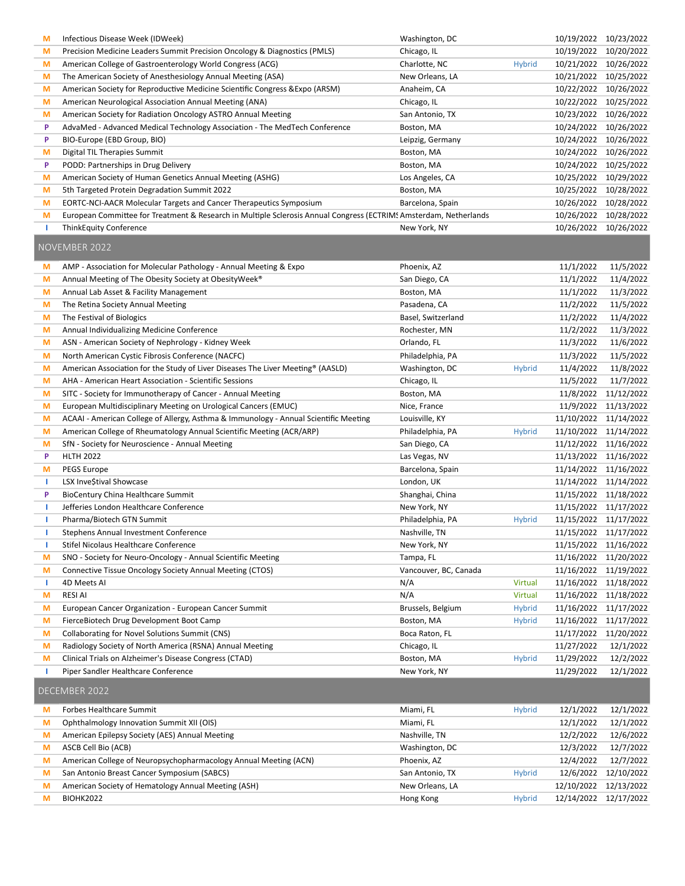| | Event | Location | Format | Start | End |
|---|---|---|---|---|---|
| M | Infectious Disease Week (IDWeek) | Washington, DC | | 10/19/2022 | 10/23/2022 |
| M | Precision Medicine Leaders Summit Precision Oncology & Diagnostics (PMLS) | Chicago, IL | | 10/19/2022 | 10/20/2022 |
| M | American College of Gastroenterology World Congress (ACG) | Charlotte, NC | Hybrid | 10/21/2022 | 10/26/2022 |
| M | The American Society of Anesthesiology Annual Meeting (ASA) | New Orleans, LA | | 10/21/2022 | 10/25/2022 |
| M | American Society for Reproductive Medicine Scientific Congress &Expo (ARSM) | Anaheim, CA | | 10/22/2022 | 10/26/2022 |
| M | American Neurological Association Annual Meeting (ANA) | Chicago, IL | | 10/22/2022 | 10/25/2022 |
| M | American Society for Radiation Oncology ASTRO Annual Meeting | San Antonio, TX | | 10/23/2022 | 10/26/2022 |
| P | AdvaMed - Advanced Medical Technology Association - The MedTech Conference | Boston, MA | | 10/24/2022 | 10/26/2022 |
| P | BIO-Europe (EBD Group, BIO) | Leipzig, Germany | | 10/24/2022 | 10/26/2022 |
| M | Digital TIL Therapies Summit | Boston, MA | | 10/24/2022 | 10/26/2022 |
| P | PODD: Partnerships in Drug Delivery | Boston, MA | | 10/24/2022 | 10/25/2022 |
| M | American Society of Human Genetics Annual Meeting (ASHG) | Los Angeles, CA | | 10/25/2022 | 10/29/2022 |
| M | 5th Targeted Protein Degradation Summit 2022 | Boston, MA | | 10/25/2022 | 10/28/2022 |
| M | EORTC-NCI-AACR Molecular Targets and Cancer Therapeutics Symposium | Barcelona, Spain | | 10/26/2022 | 10/28/2022 |
| M | European Committee for Treatment & Research in Multiple Sclerosis Annual Congress (ECTRIMS | Amsterdam, Netherlands | | 10/26/2022 | 10/28/2022 |
| I | ThinkEquity Conference | New York, NY | | 10/26/2022 | 10/26/2022 |
| | **NOVEMBER 2022** | | | | |
| M | AMP - Association for Molecular Pathology - Annual Meeting & Expo | Phoenix, AZ | | 11/1/2022 | 11/5/2022 |
| M | Annual Meeting of The Obesity Society at ObesityWeek® | San Diego, CA | | 11/1/2022 | 11/4/2022 |
| M | Annual Lab Asset & Facility Management | Boston, MA | | 11/1/2022 | 11/3/2022 |
| M | The Retina Society Annual Meeting | Pasadena, CA | | 11/2/2022 | 11/5/2022 |
| M | The Festival of Biologics | Basel, Switzerland | | 11/2/2022 | 11/4/2022 |
| M | Annual Individualizing Medicine Conference | Rochester, MN | | 11/2/2022 | 11/3/2022 |
| M | ASN - American Society of Nephrology - Kidney Week | Orlando, FL | | 11/3/2022 | 11/6/2022 |
| M | North American Cystic Fibrosis Conference (NACFC) | Philadelphia, PA | | 11/3/2022 | 11/5/2022 |
| M | American Association for the Study of Liver Diseases The Liver Meeting® (AASLD) | Washington, DC | Hybrid | 11/4/2022 | 11/8/2022 |
| M | AHA - American Heart Association - Scientific Sessions | Chicago, IL | | 11/5/2022 | 11/7/2022 |
| M | SITC - Society for Immunotherapy of Cancer - Annual Meeting | Boston, MA | | 11/8/2022 | 11/12/2022 |
| M | European Multidisciplinary Meeting on Urological Cancers (EMUC) | Nice, France | | 11/9/2022 | 11/13/2022 |
| M | ACAAI - American College of Allergy, Asthma & Immunology - Annual Scientific Meeting | Louisville, KY | | 11/10/2022 | 11/14/2022 |
| M | American College of Rheumatology Annual Scientific Meeting (ACR/ARP) | Philadelphia, PA | Hybrid | 11/10/2022 | 11/14/2022 |
| M | SfN - Society for Neuroscience - Annual Meeting | San Diego, CA | | 11/12/2022 | 11/16/2022 |
| P | HLTH 2022 | Las Vegas, NV | | 11/13/2022 | 11/16/2022 |
| M | PEGS Europe | Barcelona, Spain | | 11/14/2022 | 11/16/2022 |
| I | LSX Inve$tival Showcase | London, UK | | 11/14/2022 | 11/14/2022 |
| P | BioCentury China Healthcare Summit | Shanghai, China | | 11/15/2022 | 11/18/2022 |
| I | Jefferies London Healthcare Conference | New York, NY | | 11/15/2022 | 11/17/2022 |
| I | Pharma/Biotech GTN Summit | Philadelphia, PA | Hybrid | 11/15/2022 | 11/17/2022 |
| I | Stephens Annual Investment Conference | Nashville, TN | | 11/15/2022 | 11/17/2022 |
| I | Stifel Nicolaus Healthcare Conference | New York, NY | | 11/15/2022 | 11/16/2022 |
| M | SNO - Society for Neuro-Oncology - Annual Scientific Meeting | Tampa, FL | | 11/16/2022 | 11/20/2022 |
| M | Connective Tissue Oncology Society Annual Meeting (CTOS) | Vancouver, BC, Canada | | 11/16/2022 | 11/19/2022 |
| I | 4D Meets AI | N/A | Virtual | 11/16/2022 | 11/18/2022 |
| M | RESI AI | N/A | Virtual | 11/16/2022 | 11/18/2022 |
| M | European Cancer Organization - European Cancer Summit | Brussels, Belgium | Hybrid | 11/16/2022 | 11/17/2022 |
| M | FierceBiotech Drug Development Boot Camp | Boston, MA | Hybrid | 11/16/2022 | 11/17/2022 |
| M | Collaborating for Novel Solutions Summit (CNS) | Boca Raton, FL | | 11/17/2022 | 11/20/2022 |
| M | Radiology Society of North America (RSNA) Annual Meeting | Chicago, IL | | 11/27/2022 | 12/1/2022 |
| M | Clinical Trials on Alzheimer's Disease Congress (CTAD) | Boston, MA | Hybrid | 11/29/2022 | 12/2/2022 |
| I | Piper Sandler Healthcare Conference | New York, NY | | 11/29/2022 | 12/1/2022 |
| | **DECEMBER 2022** | | | | |
| M | Forbes Healthcare Summit | Miami, FL | Hybrid | 12/1/2022 | 12/1/2022 |
| M | Ophthalmology Innovation Summit XII (OIS) | Miami, FL | | 12/1/2022 | 12/1/2022 |
| M | American Epilepsy Society (AES) Annual Meeting | Nashville, TN | | 12/2/2022 | 12/6/2022 |
| M | ASCB Cell Bio (ACB) | Washington, DC | | 12/3/2022 | 12/7/2022 |
| M | American College of Neuropsychopharmacology Annual Meeting (ACN) | Phoenix, AZ | | 12/4/2022 | 12/7/2022 |
| M | San Antonio Breast Cancer Symposium (SABCS) | San Antonio, TX | Hybrid | 12/6/2022 | 12/10/2022 |
| M | American Society of Hematology Annual Meeting (ASH) | New Orleans, LA | | 12/10/2022 | 12/13/2022 |
| M | BIOHK2022 | Hong Kong | Hybrid | 12/14/2022 | 12/17/2022 |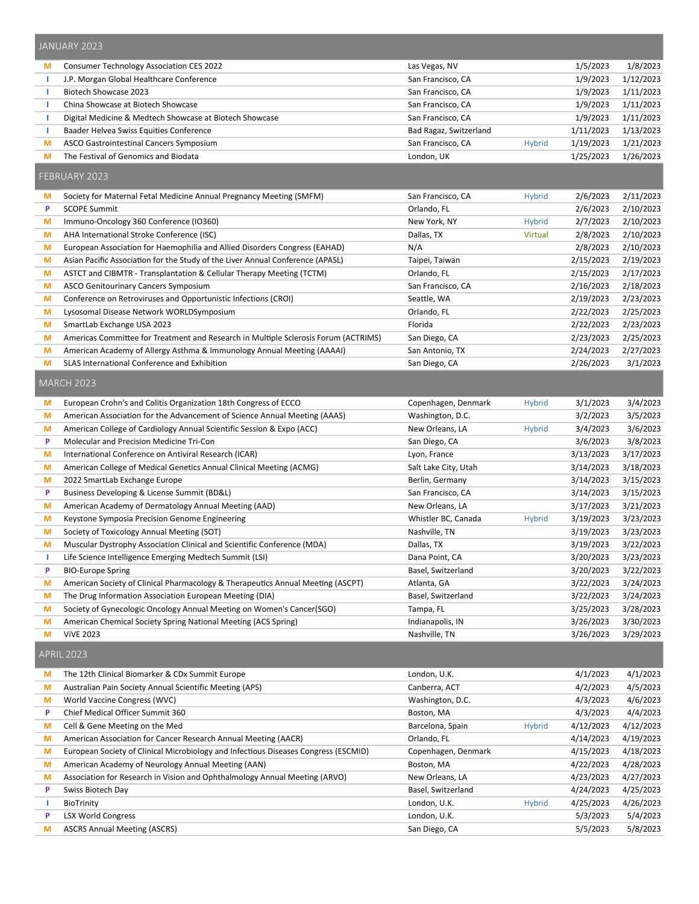## JANUARY 2023

| | Event | Location | Format | Start | End |
|---|---|---|---|---|---|
| M | Consumer Technology Association CES 2022 | Las Vegas, NV | | 1/5/2023 | 1/8/2023 |
| I | J.P. Morgan Global Healthcare Conference | San Francisco, CA | | 1/9/2023 | 1/12/2023 |
| I | Biotech Showcase 2023 | San Francisco, CA | | 1/9/2023 | 1/11/2023 |
| I | China Showcase at Biotech Showcase | San Francisco, CA | | 1/9/2023 | 1/11/2023 |
| I | Digital Medicine & Medtech Showcase at Biotech Showcase | San Francisco, CA | | 1/9/2023 | 1/11/2023 |
| I | Baader Helvea Swiss Equities Conference | Bad Ragaz, Switzerland | | 1/11/2023 | 1/13/2023 |
| M | ASCO Gastrointestinal Cancers Symposium | San Francisco, CA | Hybrid | 1/19/2023 | 1/21/2023 |
| M | The Festival of Genomics and Biodata | London, UK | | 1/25/2023 | 1/26/2023 |

## FEBRUARY 2023

| | Event | Location | Format | Start | End |
|---|---|---|---|---|---|
| M | Society for Maternal Fetal Medicine Annual Pregnancy Meeting (SMFM) | San Francisco, CA | Hybrid | 2/6/2023 | 2/11/2023 |
| P | SCOPE Summit | Orlando, FL | | 2/6/2023 | 2/10/2023 |
| M | Immuno-Oncology 360 Conference (IO360) | New York, NY | Hybrid | 2/7/2023 | 2/10/2023 |
| M | AHA International Stroke Conference (ISC) | Dallas, TX | Virtual | 2/8/2023 | 2/10/2023 |
| M | European Association for Haemophilia and Allied Disorders Congress (EAHAD) | N/A | | 2/8/2023 | 2/10/2023 |
| M | Asian Pacific Association for the Study of the Liver Annual Conference (APASL) | Taipei, Taiwan | | 2/15/2023 | 2/19/2023 |
| M | ASTCT and CIBMTR - Transplantation & Cellular Therapy Meeting (TCTM) | Orlando, FL | | 2/15/2023 | 2/17/2023 |
| M | ASCO Genitourinary Cancers Symposium | San Francisco, CA | | 2/16/2023 | 2/18/2023 |
| M | Conference on Retroviruses and Opportunistic Infections (CROI) | Seattle, WA | | 2/19/2023 | 2/23/2023 |
| M | Lysosomal Disease Network WORLDSymposium | Orlando, FL | | 2/22/2023 | 2/25/2023 |
| M | SmartLab Exchange USA 2023 | Florida | | 2/22/2023 | 2/23/2023 |
| M | Americas Committee for Treatment and Research in Multiple Sclerosis Forum (ACTRIMS) | San Diego, CA | | 2/23/2023 | 2/25/2023 |
| M | American Academy of Allergy Asthma & Immunology Annual Meeting (AAAAI) | San Antonio, TX | | 2/24/2023 | 2/27/2023 |
| M | SLAS International Conference and Exhibition | San Diego, CA | | 2/26/2023 | 3/1/2023 |

## MARCH 2023

| | Event | Location | Format | Start | End |
|---|---|---|---|---|---|
| M | European Crohn's and Colitis Organization 18th Congress of ECCO | Copenhagen, Denmark | Hybrid | 3/1/2023 | 3/4/2023 |
| M | American Association for the Advancement of Science Annual Meeting (AAAS) | Washington, D.C. | | 3/2/2023 | 3/5/2023 |
| M | American College of Cardiology Annual Scientific Session & Expo (ACC) | New Orleans, LA | Hybrid | 3/4/2023 | 3/6/2023 |
| P | Molecular and Precision Medicine Tri-Con | San Diego, CA | | 3/6/2023 | 3/8/2023 |
| M | International Conference on Antiviral Research (ICAR) | Lyon, France | | 3/13/2023 | 3/17/2023 |
| M | American College of Medical Genetics Annual Clinical Meeting (ACMG) | Salt Lake City, Utah | | 3/14/2023 | 3/18/2023 |
| M | 2022 SmartLab Exchange Europe | Berlin, Germany | | 3/14/2023 | 3/15/2023 |
| P | Business Developing & License Summit (BD&L) | San Francisco, CA | | 3/14/2023 | 3/15/2023 |
| M | American Academy of Dermatology Annual Meeting (AAD) | New Orleans, LA | | 3/17/2023 | 3/21/2023 |
| M | Keystone Symposia Precision Genome Engineering | Whistler BC, Canada | Hybrid | 3/19/2023 | 3/23/2023 |
| M | Society of Toxicology Annual Meeting (SOT) | Nashville, TN | | 3/19/2023 | 3/23/2023 |
| M | Muscular Dystrophy Association Clinical and Scientific Conference (MDA) | Dallas, TX | | 3/19/2023 | 3/22/2023 |
| I | Life Science Intelligence Emerging Medtech Summit (LSI) | Dana Point, CA | | 3/20/2023 | 3/23/2023 |
| P | BIO-Europe Spring | Basel, Switzerland | | 3/20/2023 | 3/22/2023 |
| M | American Society of Clinical Pharmacology & Therapeutics Annual Meeting (ASCPT) | Atlanta, GA | | 3/22/2023 | 3/24/2023 |
| M | The Drug Information Association European Meeting (DIA) | Basel, Switzerland | | 3/22/2023 | 3/24/2023 |
| M | Society of Gynecologic Oncology Annual Meeting on Women's Cancer(SGO) | Tampa, FL | | 3/25/2023 | 3/28/2023 |
| M | American Chemical Society Spring National Meeting (ACS Spring) | Indianapolis, IN | | 3/26/2023 | 3/30/2023 |
| M | ViVE 2023 | Nashville, TN | | 3/26/2023 | 3/29/2023 |

## APRIL 2023

| | Event | Location | Format | Start | End |
|---|---|---|---|---|---|
| M | The 12th Clinical Biomarker & CDx Summit Europe | London, U.K. | | 4/1/2023 | 4/1/2023 |
| M | Australian Pain Society Annual Scientific Meeting (APS) | Canberra, ACT | | 4/2/2023 | 4/5/2023 |
| M | World Vaccine Congress (WVC) | Washington, D.C. | | 4/3/2023 | 4/6/2023 |
| P | Chief Medical Officer Summit 360 | Boston, MA | | 4/3/2023 | 4/4/2023 |
| M | Cell & Gene Meeting on the Med | Barcelona, Spain | Hybrid | 4/12/2023 | 4/12/2023 |
| M | American Association for Cancer Research Annual Meeting (AACR) | Orlando, FL | | 4/14/2023 | 4/19/2023 |
| M | European Society of Clinical Microbiology and Infectious Diseases Congress (ESCMID) | Copenhagen, Denmark | | 4/15/2023 | 4/18/2023 |
| M | American Academy of Neurology Annual Meeting (AAN) | Boston, MA | | 4/22/2023 | 4/28/2023 |
| M | Association for Research in Vision and Ophthalmology Annual Meeting (ARVO) | New Orleans, LA | | 4/23/2023 | 4/27/2023 |
| P | Swiss Biotech Day | Basel, Switzerland | | 4/24/2023 | 4/25/2023 |
| I | BioTrinity | London, U.K. | Hybrid | 4/25/2023 | 4/26/2023 |
| P | LSX World Congress | London, U.K. | | 5/3/2023 | 5/4/2023 |
| M | ASCRS Annual Meeting (ASCRS) | San Diego, CA | | 5/5/2023 | 5/8/2023 |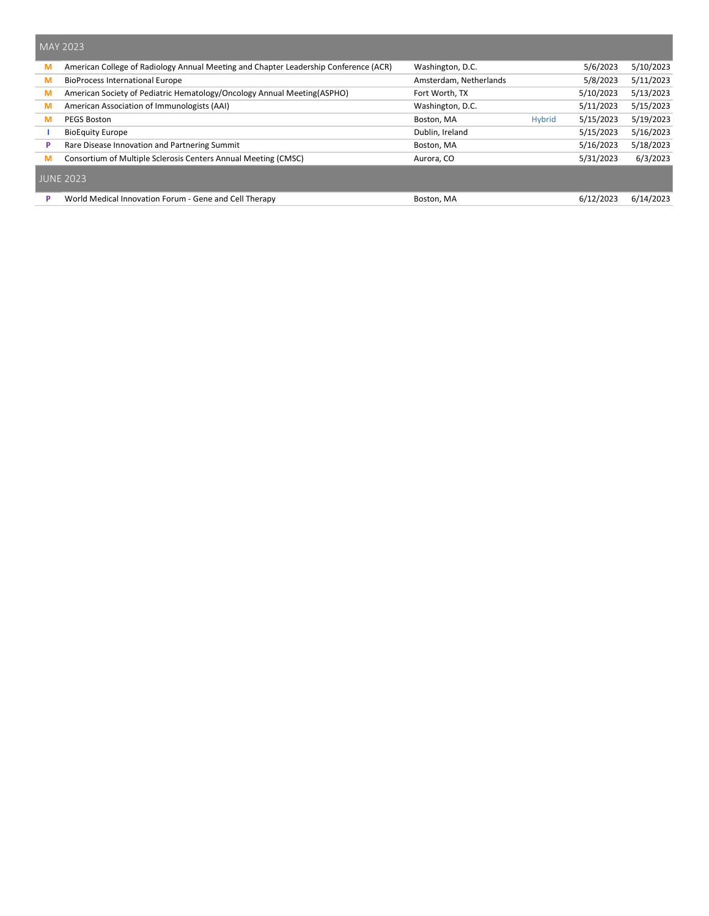| | | | | | |
|---|---|---|---|---|---|
| **MAY 2023** | | | | | |
| M | American College of Radiology Annual Meeting and Chapter Leadership Conference (ACR) | Washington, D.C. | | 5/6/2023 | 5/10/2023 |
| M | BioProcess International Europe | Amsterdam, Netherlands | | 5/8/2023 | 5/11/2023 |
| M | American Society of Pediatric Hematology/Oncology Annual Meeting(ASPHO) | Fort Worth, TX | | 5/10/2023 | 5/13/2023 |
| M | American Association of Immunologists (AAI) | Washington, D.C. | | 5/11/2023 | 5/15/2023 |
| M | PEGS Boston | Boston, MA | Hybrid | 5/15/2023 | 5/19/2023 |
| I | BioEquity Europe | Dublin, Ireland | | 5/15/2023 | 5/16/2023 |
| P | Rare Disease Innovation and Partnering Summit | Boston, MA | | 5/16/2023 | 5/18/2023 |
| M | Consortium of Multiple Sclerosis Centers Annual Meeting (CMSC) | Aurora, CO | | 5/31/2023 | 6/3/2023 |
| **JUNE 2023** | | | | | |
| P | World Medical Innovation Forum - Gene and Cell Therapy | Boston, MA | | 6/12/2023 | 6/14/2023 |